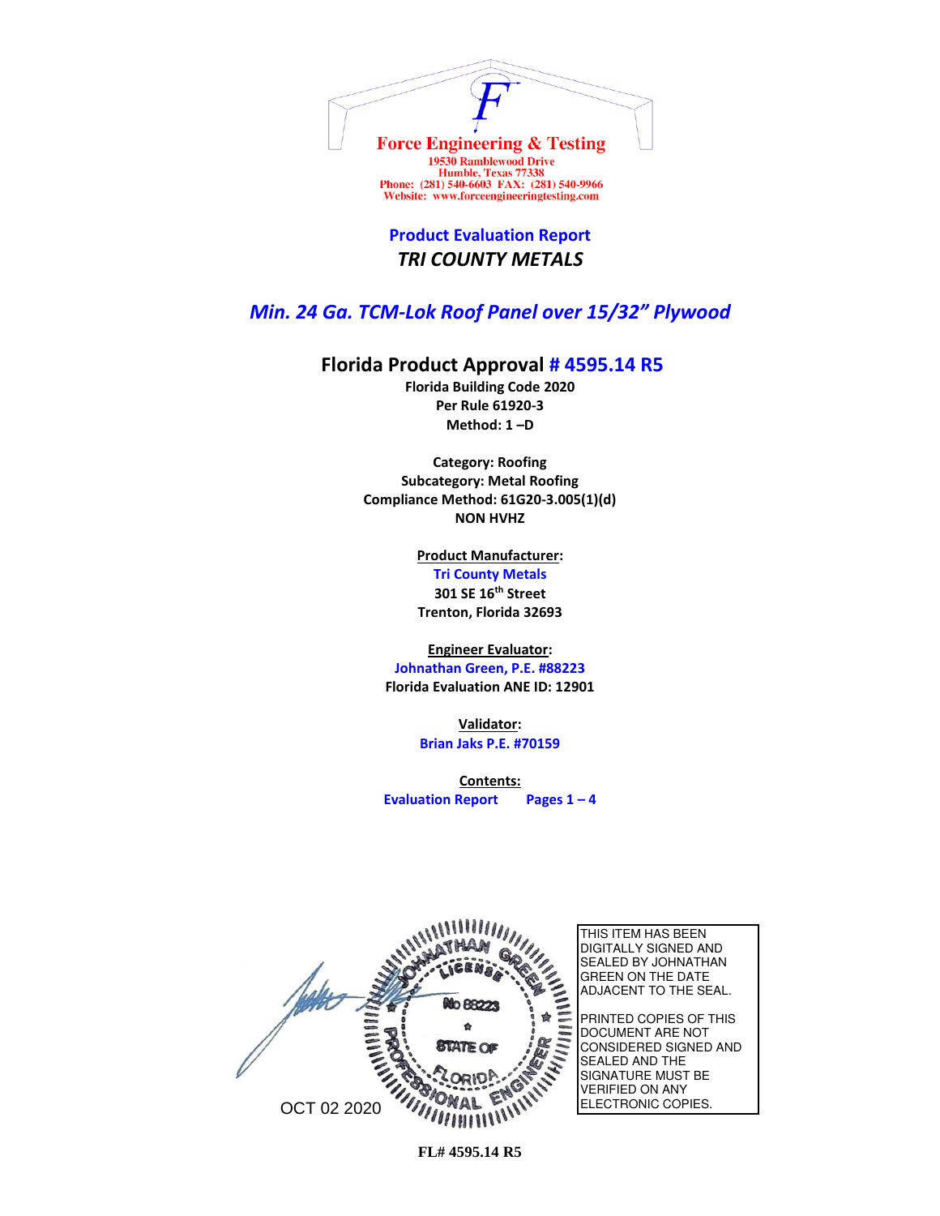**Force Engineering & Testing**
19530 Ramblewood Drive
Humble, Texas 77338
Phone: (281) 540-6603 FAX: (281) 540-9966
Website: www.forceengineeringtesting.com

# Product Evaluation Report

## *TRI COUNTY METALS*

## *Min. 24 Ga. TCM-Lok Roof Panel over 15/32" Plywood*

## Florida Product Approval # 4595.14 R5

**Florida Building Code 2020**
**Per Rule 61920-3**
**Method: 1 –D**

**Category: Roofing**
**Subcategory: Metal Roofing**
**Compliance Method: 61G20-3.005(1)(d)**
**NON HVHZ**

**Product Manufacturer:**
**Tri County Metals**
**301 SE 16th Street**
**Trenton, Florida 32693**

**Engineer Evaluator:**
**Johnathan Green, P.E. #88223**
**Florida Evaluation ANE ID: 12901**

**Validator:**
**Brian Jaks P.E. #70159**

**Contents:**
**Evaluation Report Pages 1 – 4**

JOHNATHAN GREEN LICENSE No 88223 STATE OF FLORIDA PROFESSIONAL ENGINEER

OCT 02 2020

THIS ITEM HAS BEEN DIGITALLY SIGNED AND SEALED BY JOHNATHAN GREEN ON THE DATE ADJACENT TO THE SEAL.

PRINTED COPIES OF THIS DOCUMENT ARE NOT CONSIDERED SIGNED AND SEALED AND THE SIGNATURE MUST BE VERIFIED ON ANY ELECTRONIC COPIES.

**FL# 4595.14 R5**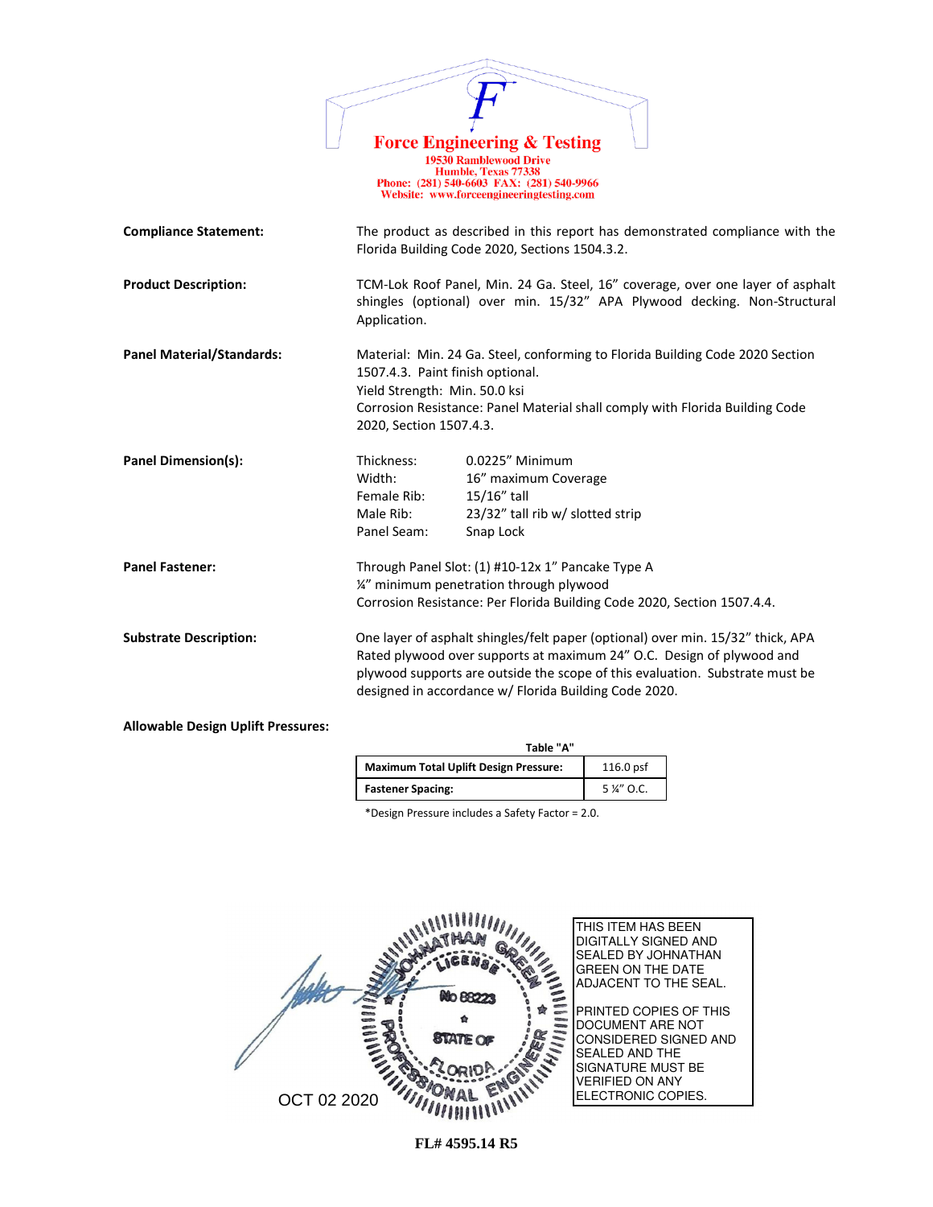**Force Engineering & Testing**
19530 Ramblewood Drive
Humble, Texas 77338
Phone: (281) 540-6603 FAX: (281) 540-9966
Website: www.forceengineeringtesting.com

**Compliance Statement:** The product as described in this report has demonstrated compliance with the Florida Building Code 2020, Sections 1504.3.2.

**Product Description:** TCM-Lok Roof Panel, Min. 24 Ga. Steel, 16" coverage, over one layer of asphalt shingles (optional) over min. 15/32" APA Plywood decking. Non-Structural Application.

**Panel Material/Standards:** Material: Min. 24 Ga. Steel, conforming to Florida Building Code 2020 Section 1507.4.3. Paint finish optional.
Yield Strength: Min. 50.0 ksi
Corrosion Resistance: Panel Material shall comply with Florida Building Code 2020, Section 1507.4.3.

**Panel Dimension(s):**

| | |
|---|---|
| Thickness: | 0.0225" Minimum |
| Width: | 16" maximum Coverage |
| Female Rib: | 15/16" tall |
| Male Rib: | 23/32" tall rib w/ slotted strip |
| Panel Seam: | Snap Lock |

**Panel Fastener:** Through Panel Slot: (1) #10-12x 1" Pancake Type A
¼" minimum penetration through plywood
Corrosion Resistance: Per Florida Building Code 2020, Section 1507.4.4.

**Substrate Description:** One layer of asphalt shingles/felt paper (optional) over min. 15/32" thick, APA Rated plywood over supports at maximum 24" O.C. Design of plywood and plywood supports are outside the scope of this evaluation. Substrate must be designed in accordance w/ Florida Building Code 2020.

**Allowable Design Uplift Pressures:**

Table "A"

| **Maximum Total Uplift Design Pressure:** | 116.0 psf |
|---|---|
| **Fastener Spacing:** | 5 ¼" O.C. |

*Design Pressure includes a Safety Factor = 2.0.

JOHNATHAN GREEN LICENSE No 88223 STATE OF FLORIDA PROFESSIONAL ENGINEER

OCT 02 2020

THIS ITEM HAS BEEN DIGITALLY SIGNED AND SEALED BY JOHNATHAN GREEN ON THE DATE ADJACENT TO THE SEAL.

PRINTED COPIES OF THIS DOCUMENT ARE NOT CONSIDERED SIGNED AND SEALED AND THE SIGNATURE MUST BE VERIFIED ON ANY ELECTRONIC COPIES.

**FL# 4595.14 R5**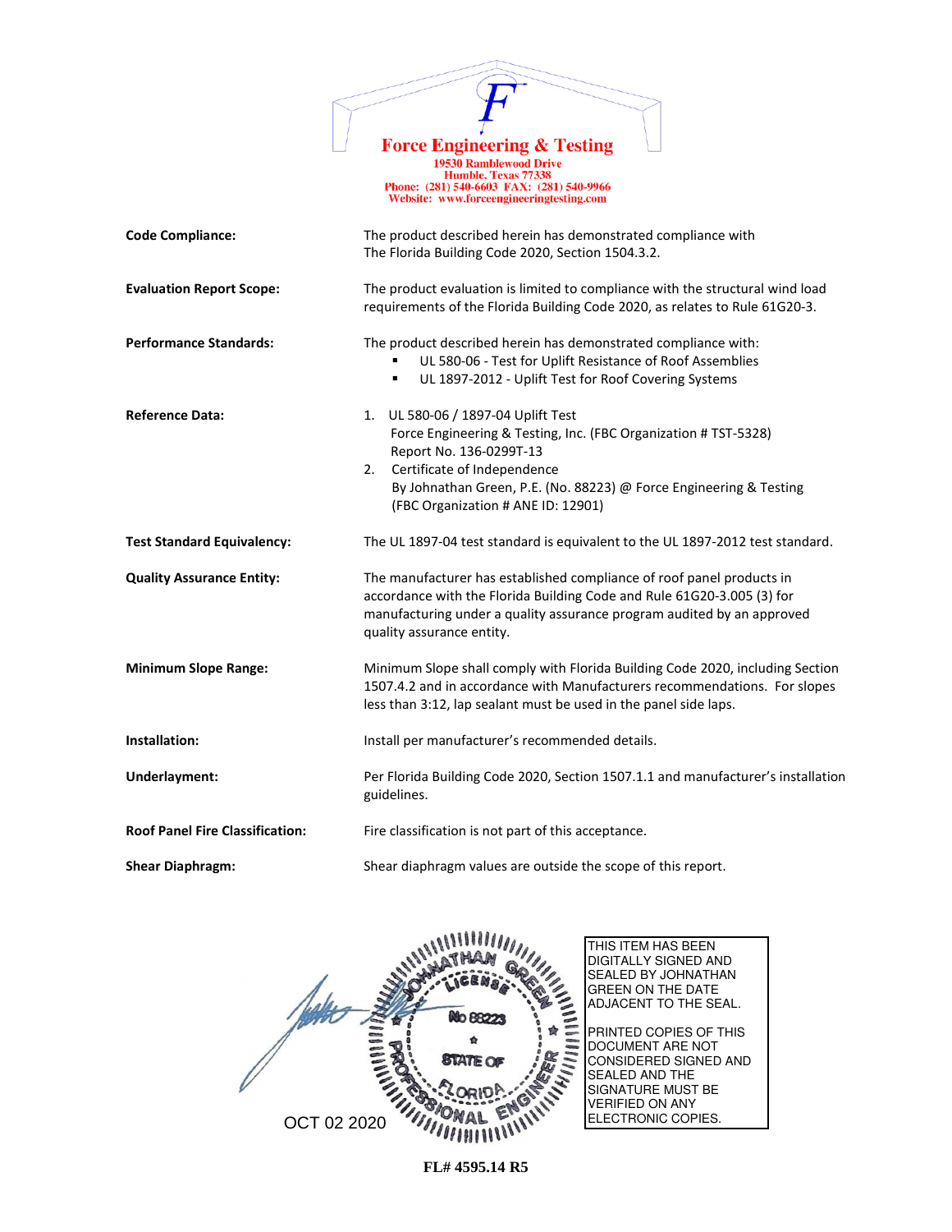**Force Engineering & Testing**
19530 Ramblewood Drive
Humble, Texas 77338
Phone: (281) 540-6603 FAX: (281) 540-9966
Website: www.forceengineeringtesting.com

**Code Compliance:** The product described herein has demonstrated compliance with The Florida Building Code 2020, Section 1504.3.2.

**Evaluation Report Scope:** The product evaluation is limited to compliance with the structural wind load requirements of the Florida Building Code 2020, as relates to Rule 61G20-3.

**Performance Standards:** The product described herein has demonstrated compliance with:

- UL 580-06 - Test for Uplift Resistance of Roof Assemblies
- UL 1897-2012 - Uplift Test for Roof Covering Systems

**Reference Data:**

1. UL 580-06 / 1897-04 Uplift Test
   Force Engineering & Testing, Inc. (FBC Organization # TST-5328)
   Report No. 136-0299T-13
2. Certificate of Independence
   By Johnathan Green, P.E. (No. 88223) @ Force Engineering & Testing
   (FBC Organization # ANE ID: 12901)

**Test Standard Equivalency:** The UL 1897-04 test standard is equivalent to the UL 1897-2012 test standard.

**Quality Assurance Entity:** The manufacturer has established compliance of roof panel products in accordance with the Florida Building Code and Rule 61G20-3.005 (3) for manufacturing under a quality assurance program audited by an approved quality assurance entity.

**Minimum Slope Range:** Minimum Slope shall comply with Florida Building Code 2020, including Section 1507.4.2 and in accordance with Manufacturers recommendations. For slopes less than 3:12, lap sealant must be used in the panel side laps.

**Installation:** Install per manufacturer's recommended details.

**Underlayment:** Per Florida Building Code 2020, Section 1507.1.1 and manufacturer's installation guidelines.

**Roof Panel Fire Classification:** Fire classification is not part of this acceptance.

**Shear Diaphragm:** Shear diaphragm values are outside the scope of this report.

JOHNATHAN GREEN LICENSE No 88223 STATE OF FLORIDA PROFESSIONAL ENGINEER

OCT 02 2020

THIS ITEM HAS BEEN DIGITALLY SIGNED AND SEALED BY JOHNATHAN GREEN ON THE DATE ADJACENT TO THE SEAL.

PRINTED COPIES OF THIS DOCUMENT ARE NOT CONSIDERED SIGNED AND SEALED AND THE SIGNATURE MUST BE VERIFIED ON ANY ELECTRONIC COPIES.

**FL# 4595.14 R5**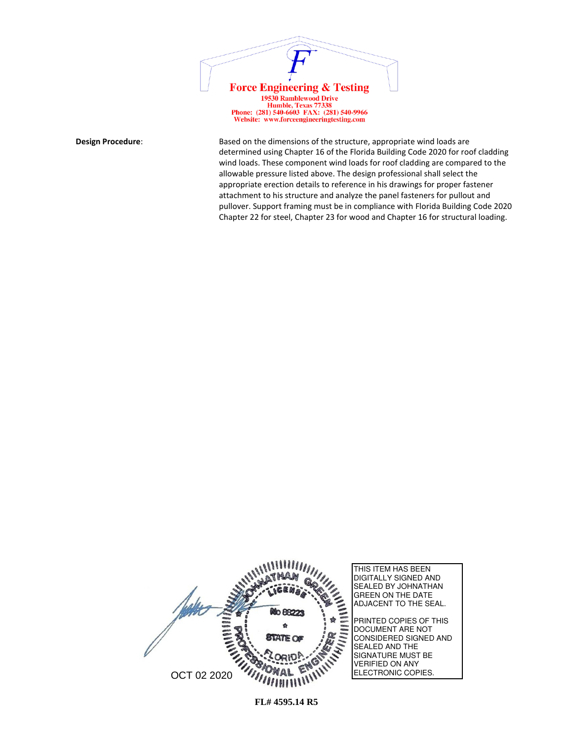Force Engineering & Testing
19530 Ramblewood Drive
Humble, Texas 77338
Phone: (281) 540-6603 FAX: (281) 540-9966
Website: www.forceengineeringtesting.com

**Design Procedure**: Based on the dimensions of the structure, appropriate wind loads are determined using Chapter 16 of the Florida Building Code 2020 for roof cladding wind loads. These component wind loads for roof cladding are compared to the allowable pressure listed above. The design professional shall select the appropriate erection details to reference in his drawings for proper fastener attachment to his structure and analyze the panel fasteners for pullout and pullover. Support framing must be in compliance with Florida Building Code 2020 Chapter 22 for steel, Chapter 23 for wood and Chapter 16 for structural loading.

JOHNATHAN GREEN
LICENSE
No 88223
STATE OF FLORIDA
PROFESSIONAL ENGINEER

OCT 02 2020

THIS ITEM HAS BEEN DIGITALLY SIGNED AND SEALED BY JOHNATHAN GREEN ON THE DATE ADJACENT TO THE SEAL.

PRINTED COPIES OF THIS DOCUMENT ARE NOT CONSIDERED SIGNED AND SEALED AND THE SIGNATURE MUST BE VERIFIED ON ANY ELECTRONIC COPIES.

FL# 4595.14 R5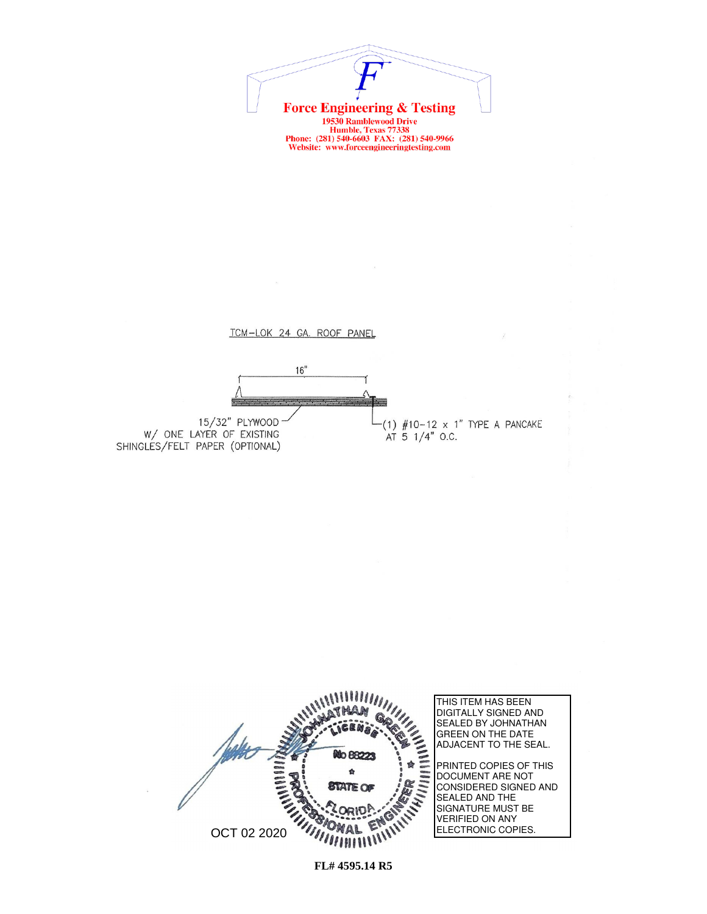**Force Engineering & Testing**
19530 Ramblewood Drive
Humble, Texas 77338
Phone: (281) 540-6603 FAX: (281) 540-9966
Website: www.forceengineeringtesting.com

TCM-LOK 24 GA. ROOF PANEL

16"

15/32" PLYWOOD
W/ ONE LAYER OF EXISTING
SHINGLES/FELT PAPER (OPTIONAL)

(1) #10-12 x 1" TYPE A PANCAKE
AT 5 1/4" O.C.

JOHNATHAN GREEN
LICENSE
No 88223
STATE OF
FLORIDA
PROFESSIONAL ENGINEER

OCT 02 2020

THIS ITEM HAS BEEN DIGITALLY SIGNED AND SEALED BY JOHNATHAN GREEN ON THE DATE ADJACENT TO THE SEAL.

PRINTED COPIES OF THIS DOCUMENT ARE NOT CONSIDERED SIGNED AND SEALED AND THE SIGNATURE MUST BE VERIFIED ON ANY ELECTRONIC COPIES.

**FL# 4595.14 R5**